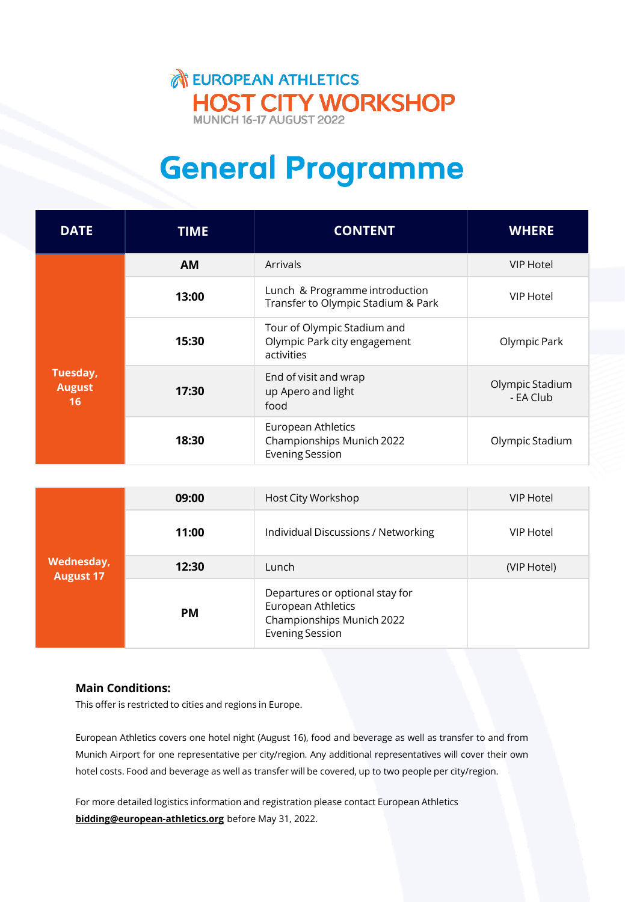EUROPEAN ATHLETICS

# HOST CITY WORKSHOP

MUNICH 16-17 AUGUST 2022

# General Programme

| DATE | TIME | CONTENT | WHERE |
|---|---|---|---|
| Tuesday, August 16 | AM | Arrivals | VIP Hotel |
| | 13:00 | Lunch & Programme introduction Transfer to Olympic Stadium & Park | VIP Hotel |
| | 15:30 | Tour of Olympic Stadium and Olympic Park city engagement activities | Olympic Park |
| | 17:30 | End of visit and wrap up Apero and light food | Olympic Stadium - EA Club |
| | 18:30 | European Athletics Championships Munich 2022 Evening Session | Olympic Stadium |
| Wednesday, August 17 | 09:00 | Host City Workshop | VIP Hotel |
| | 11:00 | Individual Discussions / Networking | VIP Hotel |
| | 12:30 | Lunch | (VIP Hotel) |
| | PM | Departures or optional stay for European Athletics Championships Munich 2022 Evening Session | |

**Main Conditions:**

This offer is restricted to cities and regions in Europe.

European Athletics covers one hotel night (August 16), food and beverage as well as transfer to and from Munich Airport for one representative per city/region. Any additional representatives will cover their own hotel costs. Food and beverage as well as transfer will be covered, up to two people per city/region.

For more detailed logistics information and registration please contact European Athletics **bidding@european-athletics.org** before May 31, 2022.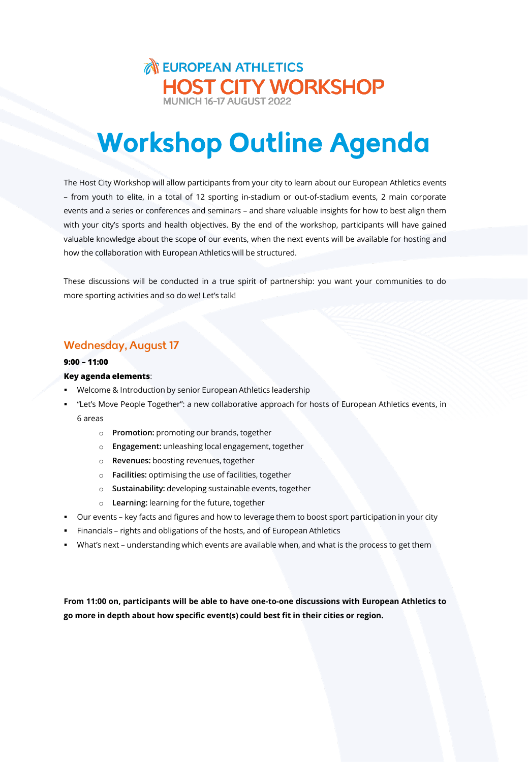EUROPEAN ATHLETICS
HOST CITY WORKSHOP
MUNICH 16-17 AUGUST 2022

# Workshop Outline Agenda

The Host City Workshop will allow participants from your city to learn about our European Athletics events – from youth to elite, in a total of 12 sporting in-stadium or out-of-stadium events, 2 main corporate events and a series or conferences and seminars – and share valuable insights for how to best align them with your city's sports and health objectives. By the end of the workshop, participants will have gained valuable knowledge about the scope of our events, when the next events will be available for hosting and how the collaboration with European Athletics will be structured.

These discussions will be conducted in a true spirit of partnership: you want your communities to do more sporting activities and so do we! Let's talk!

## Wednesday, August 17

**9:00 – 11:00**

**Key agenda elements**:

- Welcome & Introduction by senior European Athletics leadership
- "Let's Move People Together": a new collaborative approach for hosts of European Athletics events, in 6 areas
    - **Promotion:** promoting our brands, together
    - **Engagement:** unleashing local engagement, together
    - **Revenues:** boosting revenues, together
    - **Facilities:** optimising the use of facilities, together
    - **Sustainability:** developing sustainable events, together
    - **Learning:** learning for the future, together
- Our events – key facts and figures and how to leverage them to boost sport participation in your city
- Financials – rights and obligations of the hosts, and of European Athletics
- What's next – understanding which events are available when, and what is the process to get them

**From 11:00 on, participants will be able to have one-to-one discussions with European Athletics to go more in depth about how specific event(s) could best fit in their cities or region.**